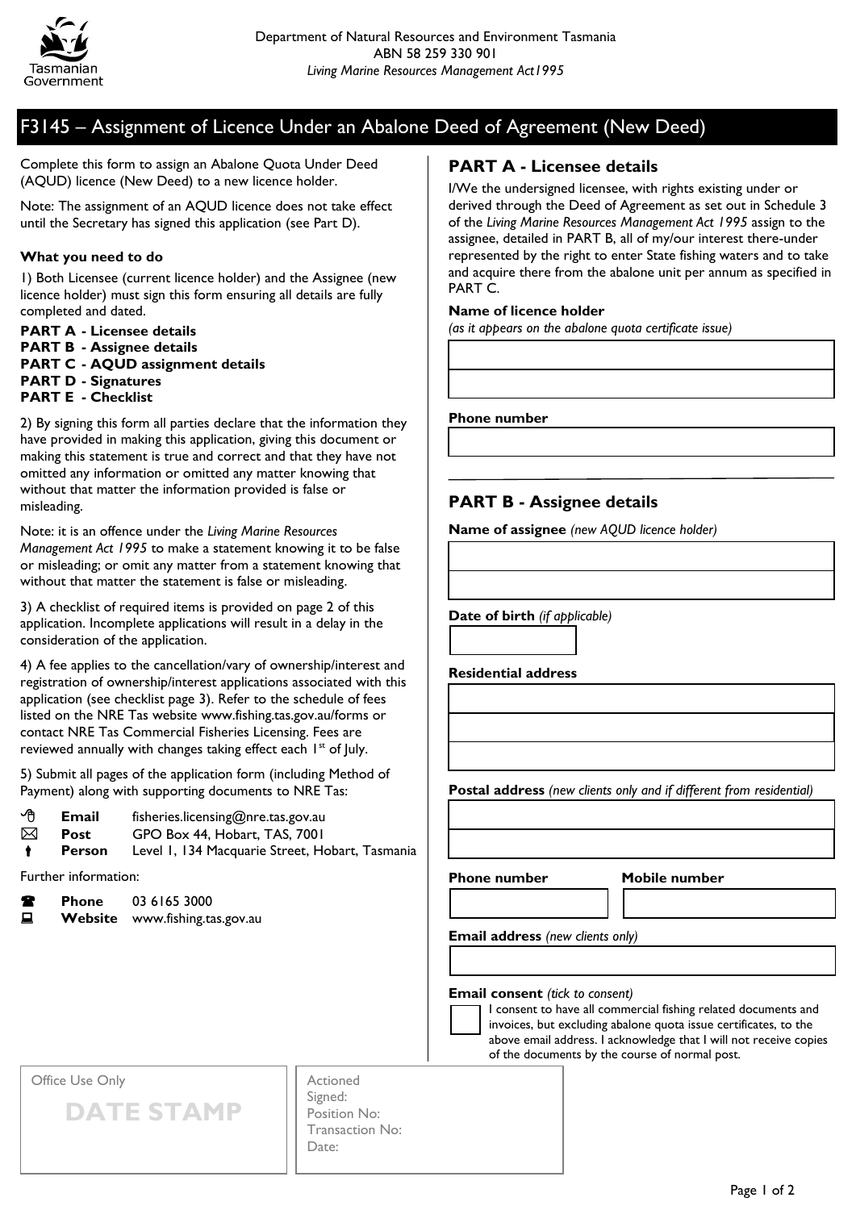Department of Natural Resources and Environment Tasmania
ABN 58 259 330 901
*Living Marine Resources Management Act1995*

# F3145 – Assignment of Licence Under an Abalone Deed of Agreement (New Deed)

Complete this form to assign an Abalone Quota Under Deed (AQUD) licence (New Deed) to a new licence holder.

Note: The assignment of an AQUD licence does not take effect until the Secretary has signed this application (see Part D).

**What you need to do**

1) Both Licensee (current licence holder) and the Assignee (new licence holder) must sign this form ensuring all details are fully completed and dated.

**PART A - Licensee details**
**PART B - Assignee details**
**PART C - AQUD assignment details**
**PART D - Signatures**
**PART E - Checklist**

2) By signing this form all parties declare that the information they have provided in making this application, giving this document or making this statement is true and correct and that they have not omitted any information or omitted any matter knowing that without that matter the information provided is false or misleading.

Note: it is an offence under the *Living Marine Resources Management Act 1995* to make a statement knowing it to be false or misleading; or omit any matter from a statement knowing that without that matter the statement is false or misleading.

3) A checklist of required items is provided on page 2 of this application. Incomplete applications will result in a delay in the consideration of the application.

4) A fee applies to the cancellation/vary of ownership/interest and registration of ownership/interest applications associated with this application (see checklist page 3). Refer to the schedule of fees listed on the NRE Tas website www.fishing.tas.gov.au/forms or contact NRE Tas Commercial Fisheries Licensing. Fees are reviewed annually with changes taking effect each 1st of July.

5) Submit all pages of the application form (including Method of Payment) along with supporting documents to NRE Tas:

- **Email** fisheries.licensing@nre.tas.gov.au
- **Post** GPO Box 44, Hobart, TAS, 7001
- **Person** Level 1, 134 Macquarie Street, Hobart, Tasmania

Further information:

- **Phone** 03 6165 3000
- **Website** www.fishing.tas.gov.au

## PART A - Licensee details

I/We the undersigned licensee, with rights existing under or derived through the Deed of Agreement as set out in Schedule 3 of the *Living Marine Resources Management Act 1995* assign to the assignee, detailed in PART B, all of my/our interest there-under represented by the right to enter State fishing waters and to take and acquire there from the abalone unit per annum as specified in PART C.

**Name of licence holder**
*(as it appears on the abalone quota certificate issue)*

**Phone number**

## PART B - Assignee details

**Name of assignee** *(new AQUD licence holder)*

**Date of birth** *(if applicable)*

**Residential address**

**Postal address** *(new clients only and if different from residential)*

**Phone number**

**Mobile number**

**Email address** *(new clients only)*

**Email consent** *(tick to consent)*

☐ I consent to have all commercial fishing related documents and invoices, but excluding abalone quota issue certificates, to the above email address. I acknowledge that I will not receive copies of the documents by the course of normal post.

| Office Use Only | |
|---|---|
| DATE STAMP | Actioned<br>Signed:<br>Position No:<br>Transaction No:<br>Date: |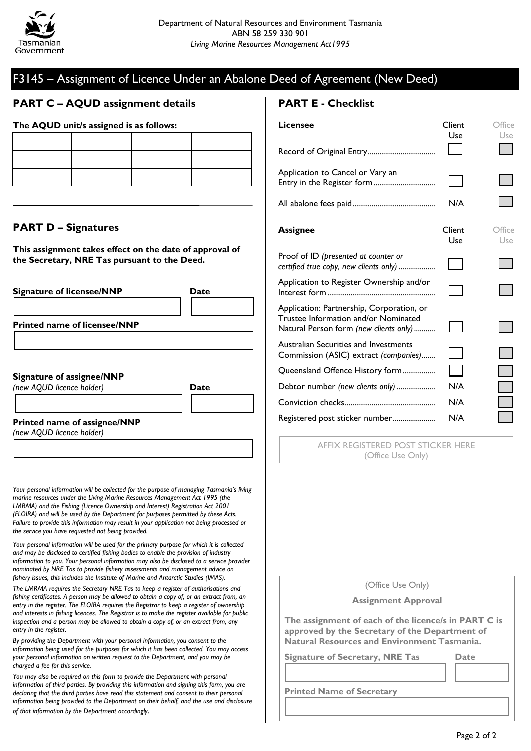Department of Natural Resources and Environment Tasmania
ABN 58 259 330 901
*Living Marine Resources Management Act1995*

# F3145 – Assignment of Licence Under an Abalone Deed of Agreement (New Deed)

## PART C – AQUD assignment details

**The AQUD unit/s assigned is as follows:**

| | | | |
|---|---|---|---|
| | | | |
| | | | |
| | | | |

## PART D – Signatures

**This assignment takes effect on the date of approval of the Secretary, NRE Tas pursuant to the Deed.**

**Signature of licensee/NNP** | **Date**

**Printed name of licensee/NNP**

**Signature of assignee/NNP**
*(new AQUD licence holder)* | **Date**

**Printed name of assignee/NNP**
*(new AQUD licence holder)*

*Your personal information will be collected for the purpose of managing Tasmania's living marine resources under the Living Marine Resources Management Act 1995 (the LMRMA) and the Fishing (Licence Ownership and Interest) Registration Act 2001 (FLOIRA) and will be used by the Department for purposes permitted by these Acts. Failure to provide this information may result in your application not being processed or the service you have requested not being provided.*

*Your personal information will be used for the primary purpose for which it is collected and may be disclosed to certified fishing bodies to enable the provision of industry information to you. Your personal information may also be disclosed to a service provider nominated by NRE Tas to provide fishery assessments and management advice on fishery issues, this includes the Institute of Marine and Antarctic Studies (IMAS).*

*The LMRMA requires the Secretary NRE Tas to keep a register of authorisations and fishing certificates. A person may be allowed to obtain a copy of, or an extract from, an entry in the register. The FLOIRA requires the Registrar to keep a register of ownership and interests in fishing licences. The Registrar is to make the register available for public inspection and a person may be allowed to obtain a copy of, or an extract from, any entry in the register.*

*By providing the Department with your personal information, you consent to the information being used for the purposes for which it has been collected. You may access your personal information on written request to the Department, and you may be charged a fee for this service.*

*You may also be required on this form to provide the Department with personal information of third parties. By providing this information and signing this form, you are declaring that the third parties have read this statement and consent to their personal information being provided to the Department on their behalf, and the use and disclosure of that information by the Department accordingly.*

## PART E - Checklist

| **Licensee** | Client Use | Office Use |
|---|---|---|
| Record of Original Entry | ☐ | ☐ |
| Application to Cancel or Vary an Entry in the Register form | ☐ | ☐ |
| All abalone fees paid | N/A | ☐ |

| **Assignee** | Client Use | Office Use |
|---|---|---|
| Proof of ID *(presented at counter or certified true copy, new clients only)* | ☐ | ☐ |
| Application to Register Ownership and/or Interest form | ☐ | ☐ |
| Application: Partnership, Corporation, or Trustee Information and/or Nominated Natural Person form *(new clients only)* | ☐ | ☐ |
| Australian Securities and Investments Commission (ASIC) extract *(companies)* | ☐ | ☐ |
| Queensland Offence History form | ☐ | ☐ |
| Debtor number *(new clients only)* | N/A | ☐ |
| Conviction checks | N/A | ☐ |
| Registered post sticker number | N/A | ☐ |

AFFIX REGISTERED POST STICKER HERE
(Office Use Only)

(Office Use Only)

**Assignment Approval**

**The assignment of each of the licence/s in PART C is approved by the Secretary of the Department of Natural Resources and Environment Tasmania.**

**Signature of Secretary, NRE Tas** | **Date**

**Printed Name of Secretary**